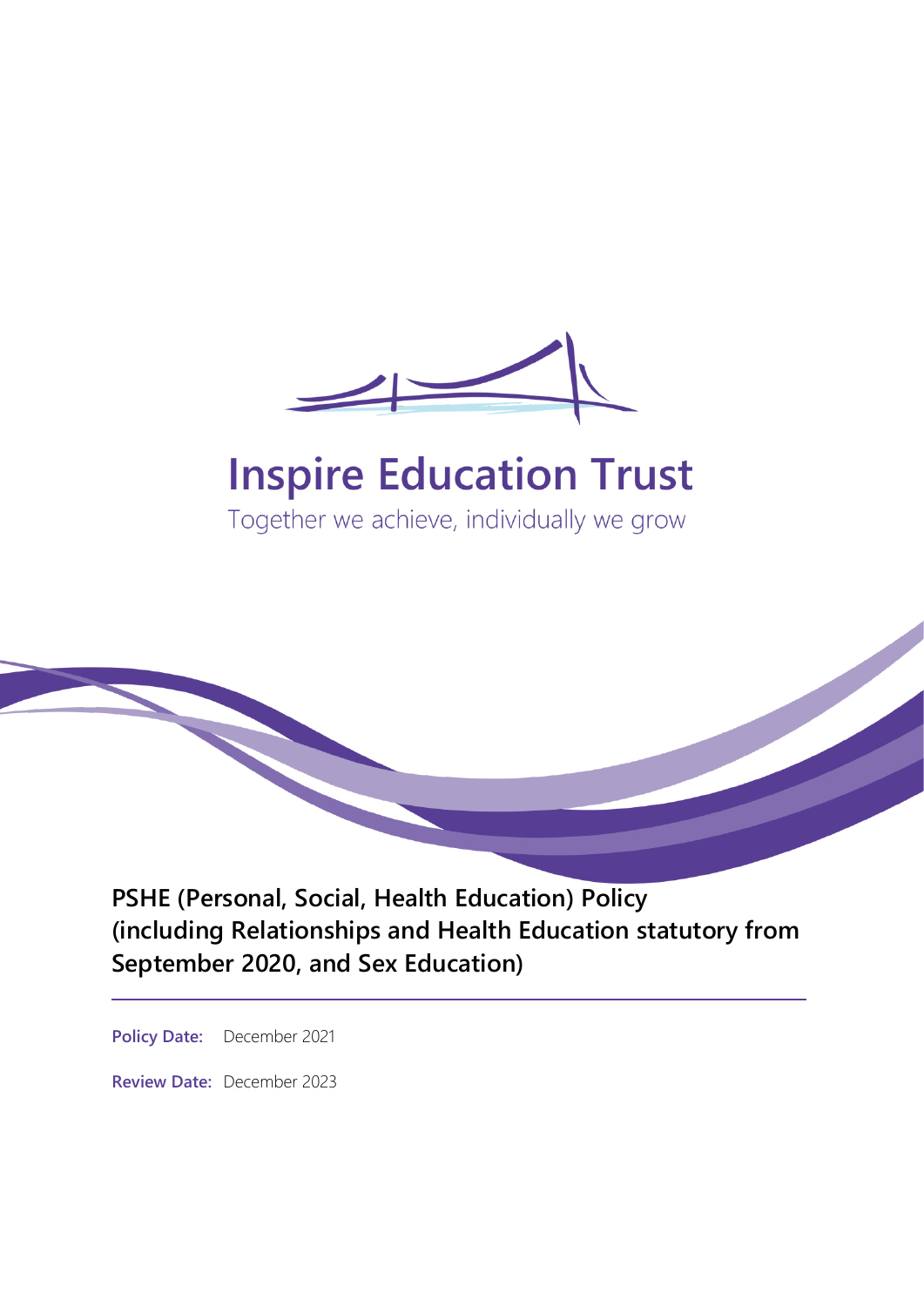# Inspire Education Trust

Together we achieve, individually we grow

## PSHE (Personal, Social, Health Education) Policy (including Relationships and Health Education statutory from September 2020, and Sex Education)

**Policy Date:** December 2021

**Review Date:** December 2023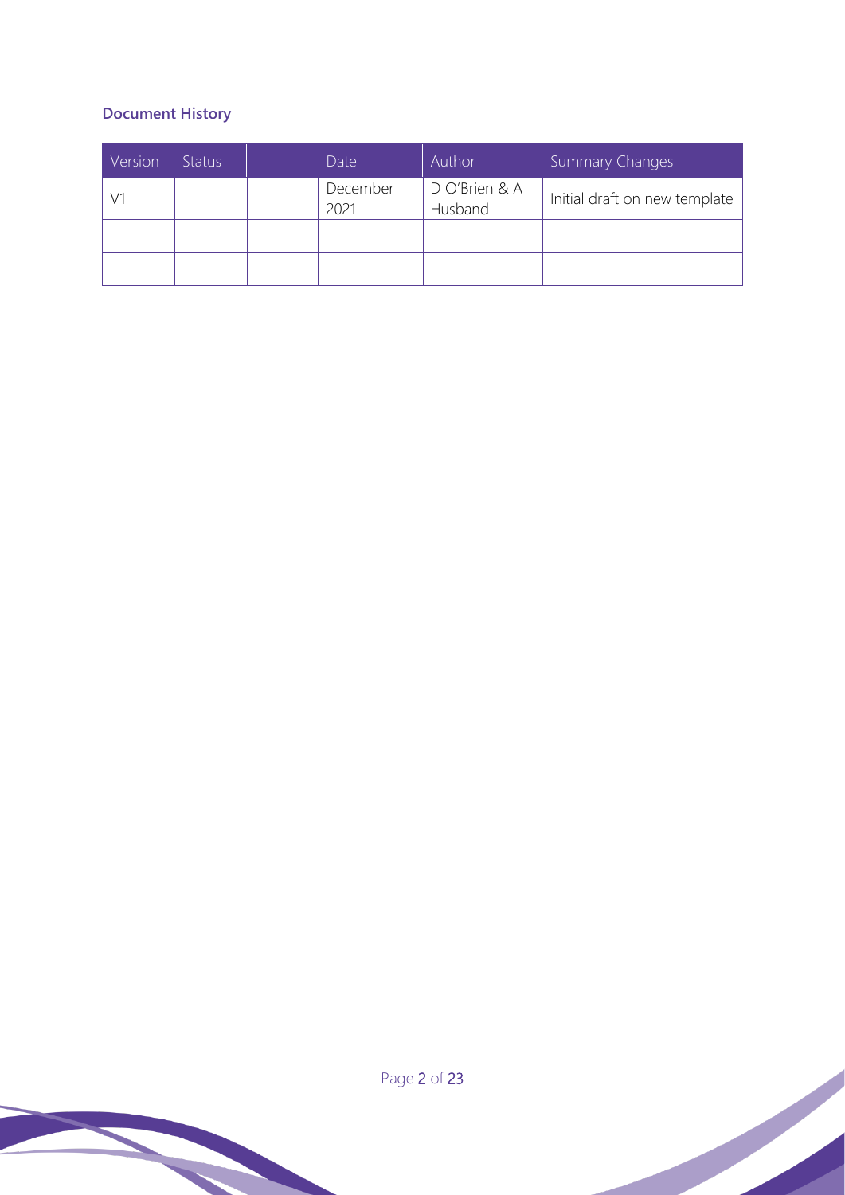### Document History

| Version | Status | | Date | Author | Summary Changes |
|---|---|---|---|---|---|
| V1 | | | December 2021 | D O'Brien & A Husband | Initial draft on new template |
| | | | | | |
| | | | | | |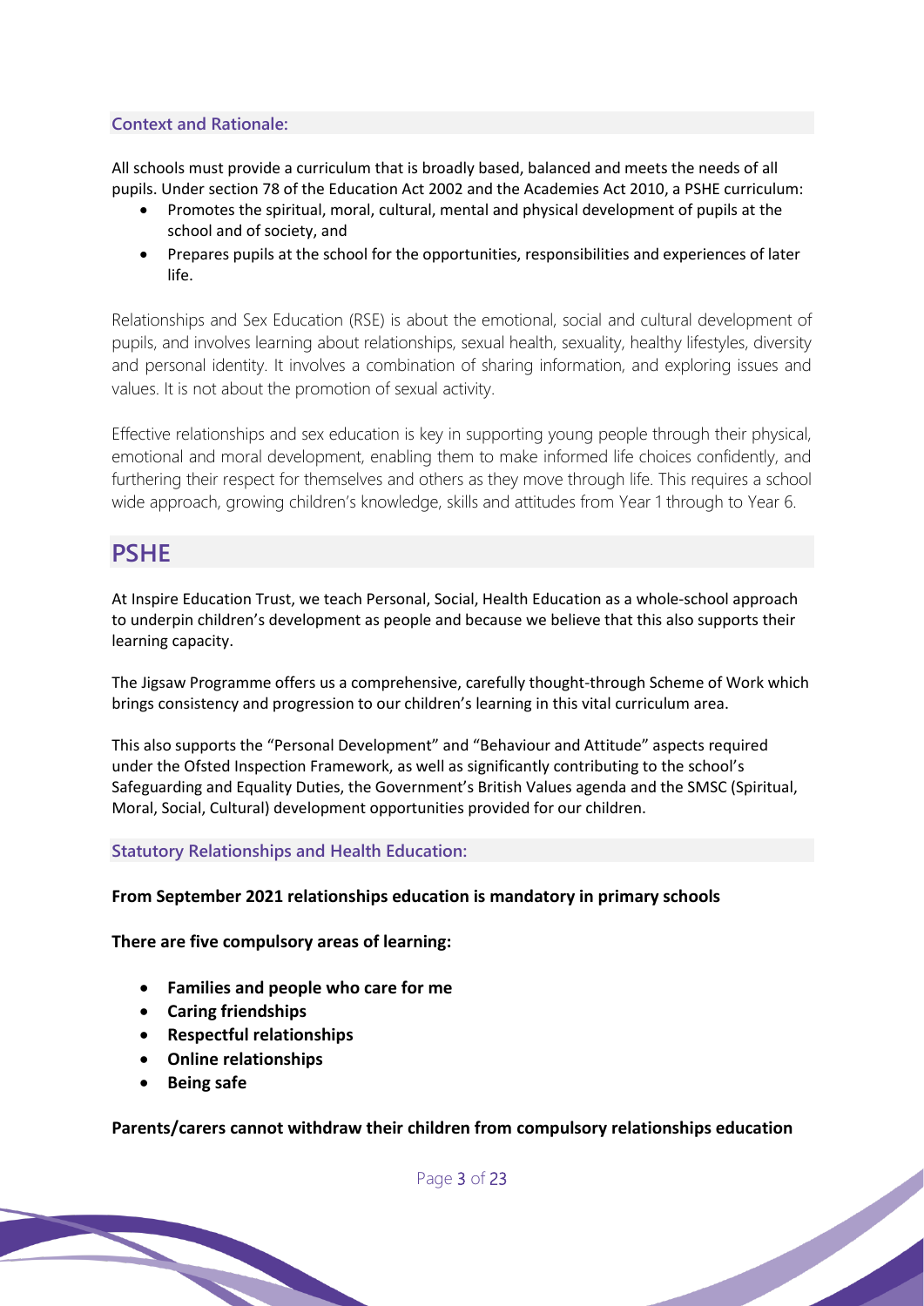### Context and Rationale:

All schools must provide a curriculum that is broadly based, balanced and meets the needs of all pupils. Under section 78 of the Education Act 2002 and the Academies Act 2010, a PSHE curriculum:

- Promotes the spiritual, moral, cultural, mental and physical development of pupils at the school and of society, and
- Prepares pupils at the school for the opportunities, responsibilities and experiences of later life.

Relationships and Sex Education (RSE) is about the emotional, social and cultural development of pupils, and involves learning about relationships, sexual health, sexuality, healthy lifestyles, diversity and personal identity. It involves a combination of sharing information, and exploring issues and values. It is not about the promotion of sexual activity.

Effective relationships and sex education is key in supporting young people through their physical, emotional and moral development, enabling them to make informed life choices confidently, and furthering their respect for themselves and others as they move through life. This requires a school wide approach, growing children's knowledge, skills and attitudes from Year 1 through to Year 6.

## PSHE

At Inspire Education Trust, we teach Personal, Social, Health Education as a whole-school approach to underpin children's development as people and because we believe that this also supports their learning capacity.

The Jigsaw Programme offers us a comprehensive, carefully thought-through Scheme of Work which brings consistency and progression to our children's learning in this vital curriculum area.

This also supports the "Personal Development" and "Behaviour and Attitude" aspects required under the Ofsted Inspection Framework, as well as significantly contributing to the school's Safeguarding and Equality Duties, the Government's British Values agenda and the SMSC (Spiritual, Moral, Social, Cultural) development opportunities provided for our children.

### Statutory Relationships and Health Education:

**From September 2021 relationships education is mandatory in primary schools**

**There are five compulsory areas of learning:**

- **Families and people who care for me**
- **Caring friendships**
- **Respectful relationships**
- **Online relationships**
- **Being safe**

**Parents/carers cannot withdraw their children from compulsory relationships education**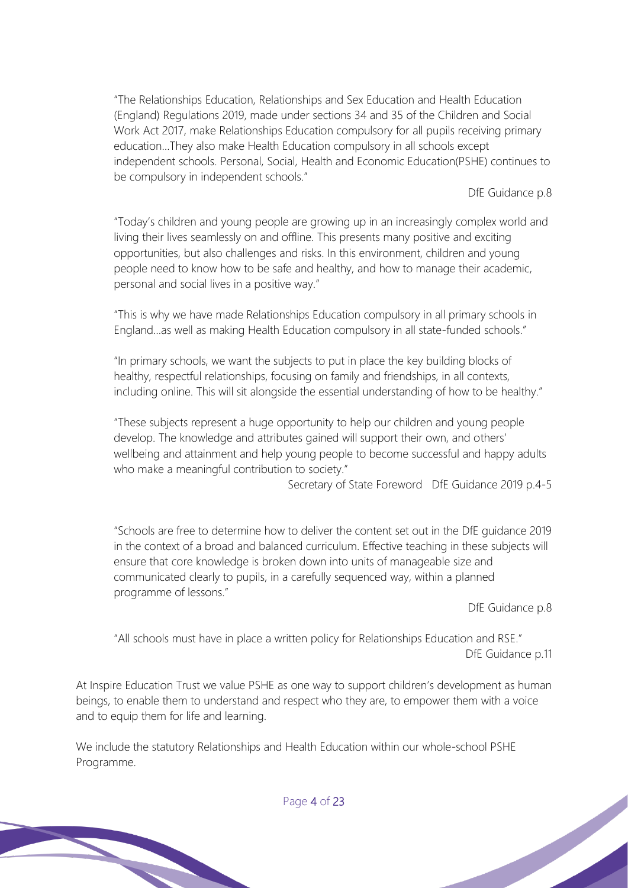> "The Relationships Education, Relationships and Sex Education and Health Education (England) Regulations 2019, made under sections 34 and 35 of the Children and Social Work Act 2017, make Relationships Education compulsory for all pupils receiving primary education…They also make Health Education compulsory in all schools except independent schools. Personal, Social, Health and Economic Education(PSHE) continues to be compulsory in independent schools."
>
> DfE Guidance p.8

> "Today's children and young people are growing up in an increasingly complex world and living their lives seamlessly on and offline. This presents many positive and exciting opportunities, but also challenges and risks. In this environment, children and young people need to know how to be safe and healthy, and how to manage their academic, personal and social lives in a positive way."
>
> "This is why we have made Relationships Education compulsory in all primary schools in England…as well as making Health Education compulsory in all state-funded schools."
>
> "In primary schools, we want the subjects to put in place the key building blocks of healthy, respectful relationships, focusing on family and friendships, in all contexts, including online. This will sit alongside the essential understanding of how to be healthy."
>
> "These subjects represent a huge opportunity to help our children and young people develop. The knowledge and attributes gained will support their own, and others' wellbeing and attainment and help young people to become successful and happy adults who make a meaningful contribution to society."
>
> Secretary of State Foreword DfE Guidance 2019 p.4-5

> "Schools are free to determine how to deliver the content set out in the DfE guidance 2019 in the context of a broad and balanced curriculum. Effective teaching in these subjects will ensure that core knowledge is broken down into units of manageable size and communicated clearly to pupils, in a carefully sequenced way, within a planned programme of lessons."
>
> DfE Guidance p.8

> "All schools must have in place a written policy for Relationships Education and RSE."
>
> DfE Guidance p.11

At Inspire Education Trust we value PSHE as one way to support children's development as human beings, to enable them to understand and respect who they are, to empower them with a voice and to equip them for life and learning.

We include the statutory Relationships and Health Education within our whole-school PSHE Programme.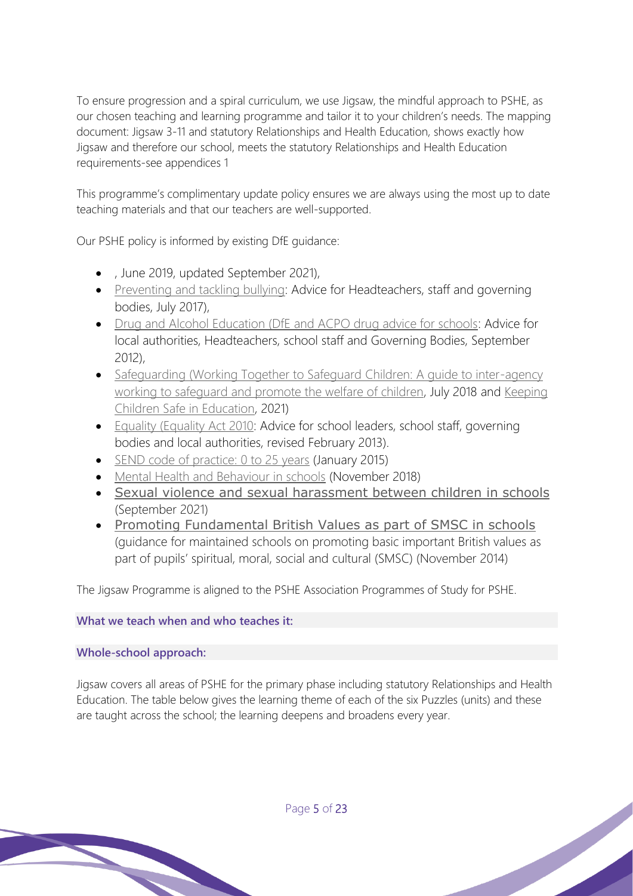To ensure progression and a spiral curriculum, we use Jigsaw, the mindful approach to PSHE, as our chosen teaching and learning programme and tailor it to your children's needs. The mapping document: Jigsaw 3-11 and statutory Relationships and Health Education, shows exactly how Jigsaw and therefore our school, meets the statutory Relationships and Health Education requirements-see appendices 1

This programme's complimentary update policy ensures we are always using the most up to date teaching materials and that our teachers are well-supported.

Our PSHE policy is informed by existing DfE guidance:

- , June 2019, updated September 2021),
- Preventing and tackling bullying: Advice for Headteachers, staff and governing bodies, July 2017),
- Drug and Alcohol Education (DfE and ACPO drug advice for schools: Advice for local authorities, Headteachers, school staff and Governing Bodies, September 2012),
- Safeguarding (Working Together to Safeguard Children: A guide to inter-agency working to safeguard and promote the welfare of children, July 2018 and Keeping Children Safe in Education, 2021)
- Equality (Equality Act 2010: Advice for school leaders, school staff, governing bodies and local authorities, revised February 2013).
- SEND code of practice: 0 to 25 years (January 2015)
- Mental Health and Behaviour in schools (November 2018)
- Sexual violence and sexual harassment between children in schools (September 2021)
- Promoting Fundamental British Values as part of SMSC in schools (guidance for maintained schools on promoting basic important British values as part of pupils' spiritual, moral, social and cultural (SMSC) (November 2014)

The Jigsaw Programme is aligned to the PSHE Association Programmes of Study for PSHE.

### What we teach when and who teaches it:

### Whole-school approach:

Jigsaw covers all areas of PSHE for the primary phase including statutory Relationships and Health Education. The table below gives the learning theme of each of the six Puzzles (units) and these are taught across the school; the learning deepens and broadens every year.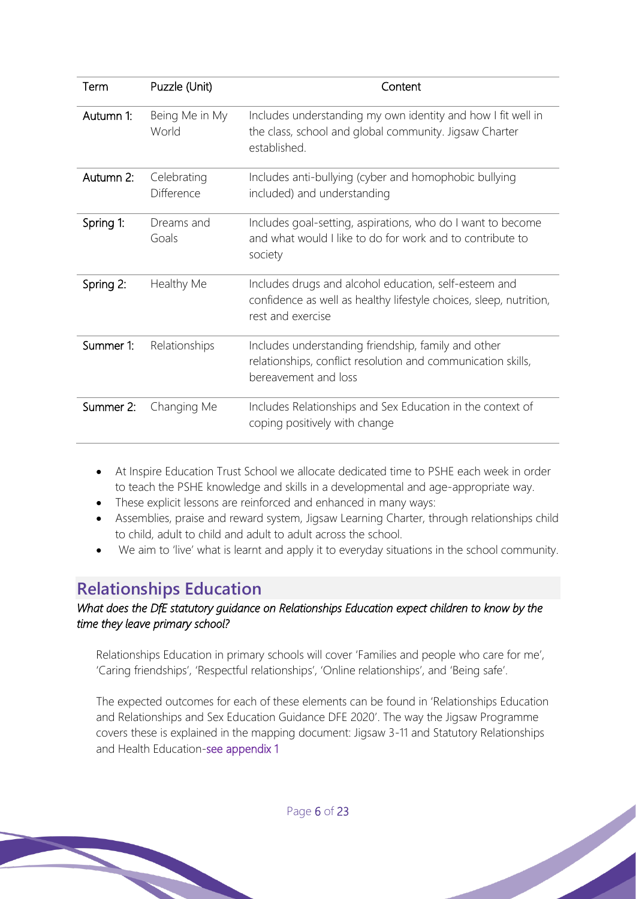| Term | Puzzle (Unit) | Content |
| --- | --- | --- |
| Autumn 1: | Being Me in My World | Includes understanding my own identity and how I fit well in the class, school and global community. Jigsaw Charter established. |
| Autumn 2: | Celebrating Difference | Includes anti-bullying (cyber and homophobic bullying included) and understanding |
| Spring 1: | Dreams and Goals | Includes goal-setting, aspirations, who do I want to become and what would I like to do for work and to contribute to society |
| Spring 2: | Healthy Me | Includes drugs and alcohol education, self-esteem and confidence as well as healthy lifestyle choices, sleep, nutrition, rest and exercise |
| Summer 1: | Relationships | Includes understanding friendship, family and other relationships, conflict resolution and communication skills, bereavement and loss |
| Summer 2: | Changing Me | Includes Relationships and Sex Education in the context of coping positively with change |

- At Inspire Education Trust School we allocate dedicated time to PSHE each week in order to teach the PSHE knowledge and skills in a developmental and age-appropriate way.
- These explicit lessons are reinforced and enhanced in many ways:
- Assemblies, praise and reward system, Jigsaw Learning Charter, through relationships child to child, adult to child and adult to adult across the school.
- We aim to 'live' what is learnt and apply it to everyday situations in the school community.

## Relationships Education

*What does the DfE statutory guidance on Relationships Education expect children to know by the time they leave primary school?*

Relationships Education in primary schools will cover 'Families and people who care for me', 'Caring friendships', 'Respectful relationships', 'Online relationships', and 'Being safe'.

The expected outcomes for each of these elements can be found in 'Relationships Education and Relationships and Sex Education Guidance DFE 2020'. The way the Jigsaw Programme covers these is explained in the mapping document: Jigsaw 3-11 and Statutory Relationships and Health Education-see appendix 1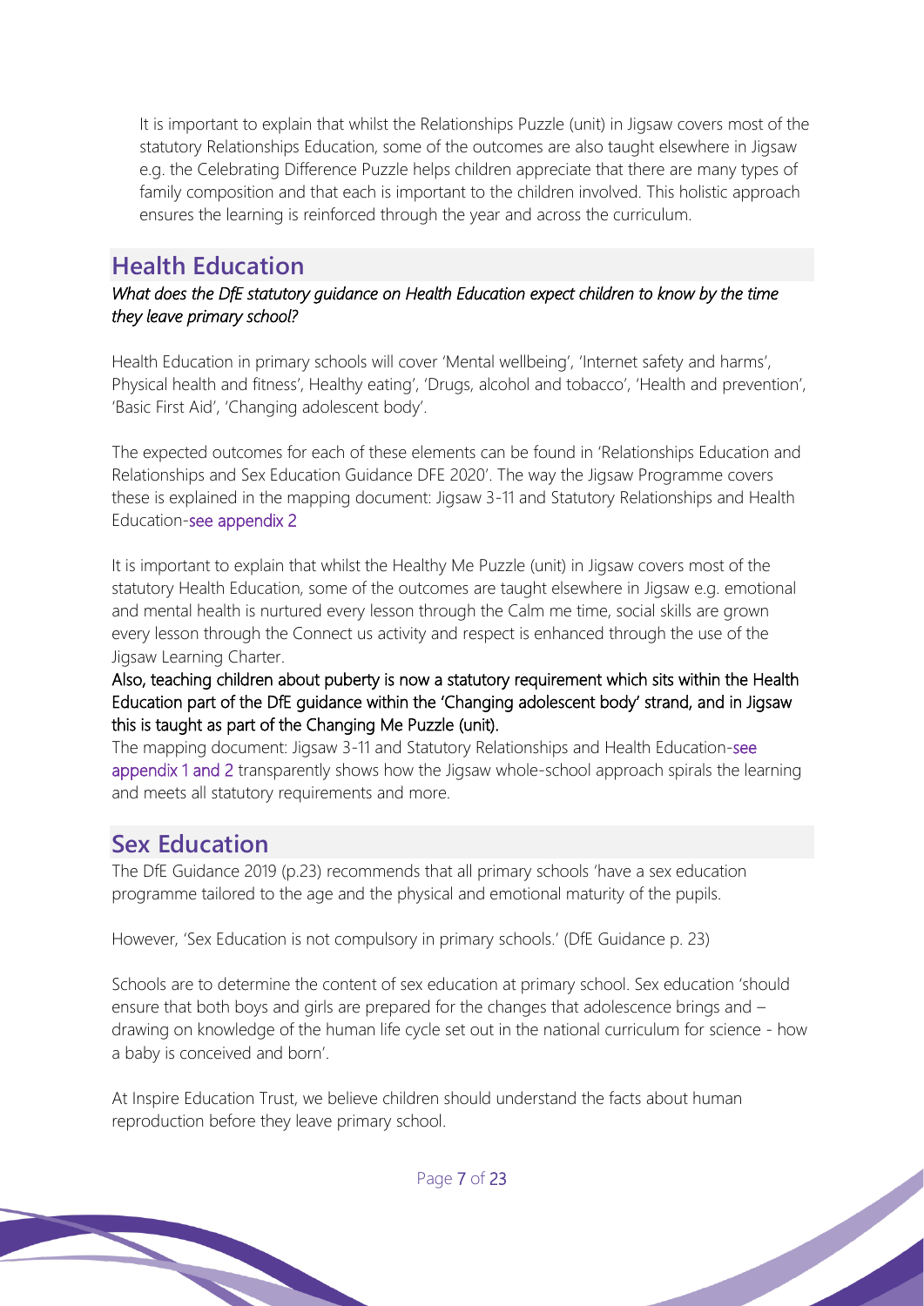It is important to explain that whilst the Relationships Puzzle (unit) in Jigsaw covers most of the statutory Relationships Education, some of the outcomes are also taught elsewhere in Jigsaw e.g. the Celebrating Difference Puzzle helps children appreciate that there are many types of family composition and that each is important to the children involved. This holistic approach ensures the learning is reinforced through the year and across the curriculum.

## Health Education

*What does the DfE statutory guidance on Health Education expect children to know by the time they leave primary school?*

Health Education in primary schools will cover 'Mental wellbeing', 'Internet safety and harms', Physical health and fitness', Healthy eating', 'Drugs, alcohol and tobacco', 'Health and prevention', 'Basic First Aid', 'Changing adolescent body'.

The expected outcomes for each of these elements can be found in 'Relationships Education and Relationships and Sex Education Guidance DFE 2020'. The way the Jigsaw Programme covers these is explained in the mapping document: Jigsaw 3-11 and Statutory Relationships and Health Education-see appendix 2

It is important to explain that whilst the Healthy Me Puzzle (unit) in Jigsaw covers most of the statutory Health Education, some of the outcomes are taught elsewhere in Jigsaw e.g. emotional and mental health is nurtured every lesson through the Calm me time, social skills are grown every lesson through the Connect us activity and respect is enhanced through the use of the Jigsaw Learning Charter.

Also, teaching children about puberty is now a statutory requirement which sits within the Health Education part of the DfE guidance within the 'Changing adolescent body' strand, and in Jigsaw this is taught as part of the Changing Me Puzzle (unit).

The mapping document: Jigsaw 3-11 and Statutory Relationships and Health Education-see appendix 1 and 2 transparently shows how the Jigsaw whole-school approach spirals the learning and meets all statutory requirements and more.

## Sex Education

The DfE Guidance 2019 (p.23) recommends that all primary schools 'have a sex education programme tailored to the age and the physical and emotional maturity of the pupils.

However, 'Sex Education is not compulsory in primary schools.' (DfE Guidance p. 23)

Schools are to determine the content of sex education at primary school. Sex education 'should ensure that both boys and girls are prepared for the changes that adolescence brings and – drawing on knowledge of the human life cycle set out in the national curriculum for science - how a baby is conceived and born'.

At Inspire Education Trust, we believe children should understand the facts about human reproduction before they leave primary school.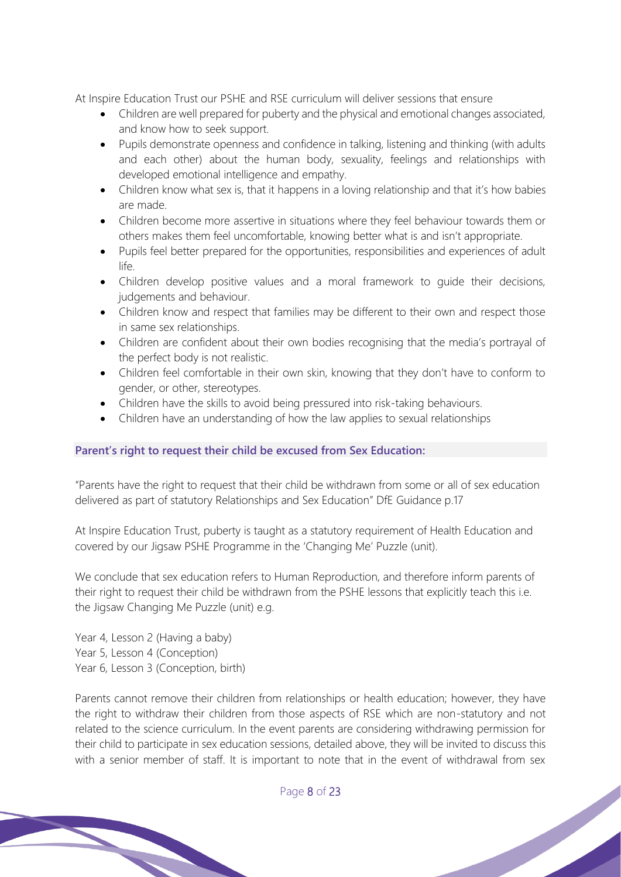At Inspire Education Trust our PSHE and RSE curriculum will deliver sessions that ensure

- Children are well prepared for puberty and the physical and emotional changes associated, and know how to seek support.
- Pupils demonstrate openness and confidence in talking, listening and thinking (with adults and each other) about the human body, sexuality, feelings and relationships with developed emotional intelligence and empathy.
- Children know what sex is, that it happens in a loving relationship and that it's how babies are made.
- Children become more assertive in situations where they feel behaviour towards them or others makes them feel uncomfortable, knowing better what is and isn't appropriate.
- Pupils feel better prepared for the opportunities, responsibilities and experiences of adult life.
- Children develop positive values and a moral framework to guide their decisions, judgements and behaviour.
- Children know and respect that families may be different to their own and respect those in same sex relationships.
- Children are confident about their own bodies recognising that the media's portrayal of the perfect body is not realistic.
- Children feel comfortable in their own skin, knowing that they don't have to conform to gender, or other, stereotypes.
- Children have the skills to avoid being pressured into risk-taking behaviours.
- Children have an understanding of how the law applies to sexual relationships

### Parent's right to request their child be excused from Sex Education:

"Parents have the right to request that their child be withdrawn from some or all of sex education delivered as part of statutory Relationships and Sex Education" DfE Guidance p.17

At Inspire Education Trust, puberty is taught as a statutory requirement of Health Education and covered by our Jigsaw PSHE Programme in the 'Changing Me' Puzzle (unit).

We conclude that sex education refers to Human Reproduction, and therefore inform parents of their right to request their child be withdrawn from the PSHE lessons that explicitly teach this i.e. the Jigsaw Changing Me Puzzle (unit) e.g.

Year 4, Lesson 2 (Having a baby)
Year 5, Lesson 4 (Conception)
Year 6, Lesson 3 (Conception, birth)

Parents cannot remove their children from relationships or health education; however, they have the right to withdraw their children from those aspects of RSE which are non-statutory and not related to the science curriculum. In the event parents are considering withdrawing permission for their child to participate in sex education sessions, detailed above, they will be invited to discuss this with a senior member of staff. It is important to note that in the event of withdrawal from sex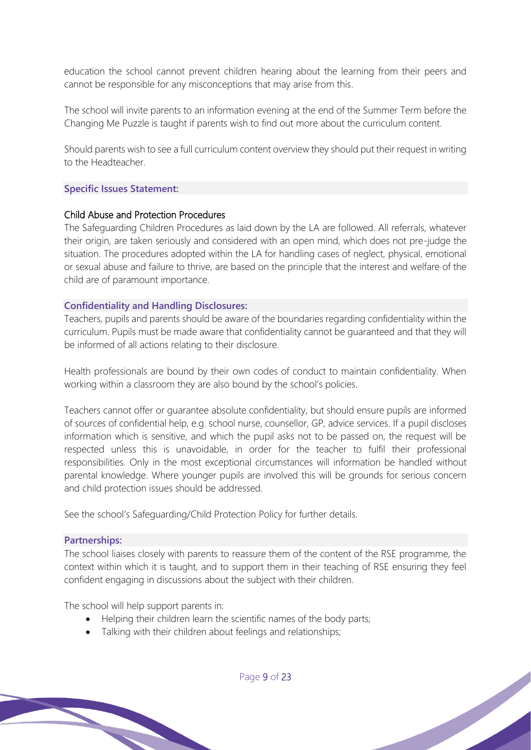education the school cannot prevent children hearing about the learning from their peers and cannot be responsible for any misconceptions that may arise from this.

The school will invite parents to an information evening at the end of the Summer Term before the Changing Me Puzzle is taught if parents wish to find out more about the curriculum content.

Should parents wish to see a full curriculum content overview they should put their request in writing to the Headteacher.

## Specific Issues Statement:

### Child Abuse and Protection Procedures

The Safeguarding Children Procedures as laid down by the LA are followed. All referrals, whatever their origin, are taken seriously and considered with an open mind, which does not pre-judge the situation. The procedures adopted within the LA for handling cases of neglect, physical, emotional or sexual abuse and failure to thrive, are based on the principle that the interest and welfare of the child are of paramount importance.

## Confidentiality and Handling Disclosures:

Teachers, pupils and parents should be aware of the boundaries regarding confidentiality within the curriculum. Pupils must be made aware that confidentiality cannot be guaranteed and that they will be informed of all actions relating to their disclosure.

Health professionals are bound by their own codes of conduct to maintain confidentiality. When working within a classroom they are also bound by the school's policies.

Teachers cannot offer or guarantee absolute confidentiality, but should ensure pupils are informed of sources of confidential help, e.g. school nurse, counsellor, GP, advice services. If a pupil discloses information which is sensitive, and which the pupil asks not to be passed on, the request will be respected unless this is unavoidable, in order for the teacher to fulfil their professional responsibilities. Only in the most exceptional circumstances will information be handled without parental knowledge. Where younger pupils are involved this will be grounds for serious concern and child protection issues should be addressed.

See the school's Safeguarding/Child Protection Policy for further details.

## Partnerships:

The school liaises closely with parents to reassure them of the content of the RSE programme, the context within which it is taught, and to support them in their teaching of RSE ensuring they feel confident engaging in discussions about the subject with their children.

The school will help support parents in:

- Helping their children learn the scientific names of the body parts;
- Talking with their children about feelings and relationships;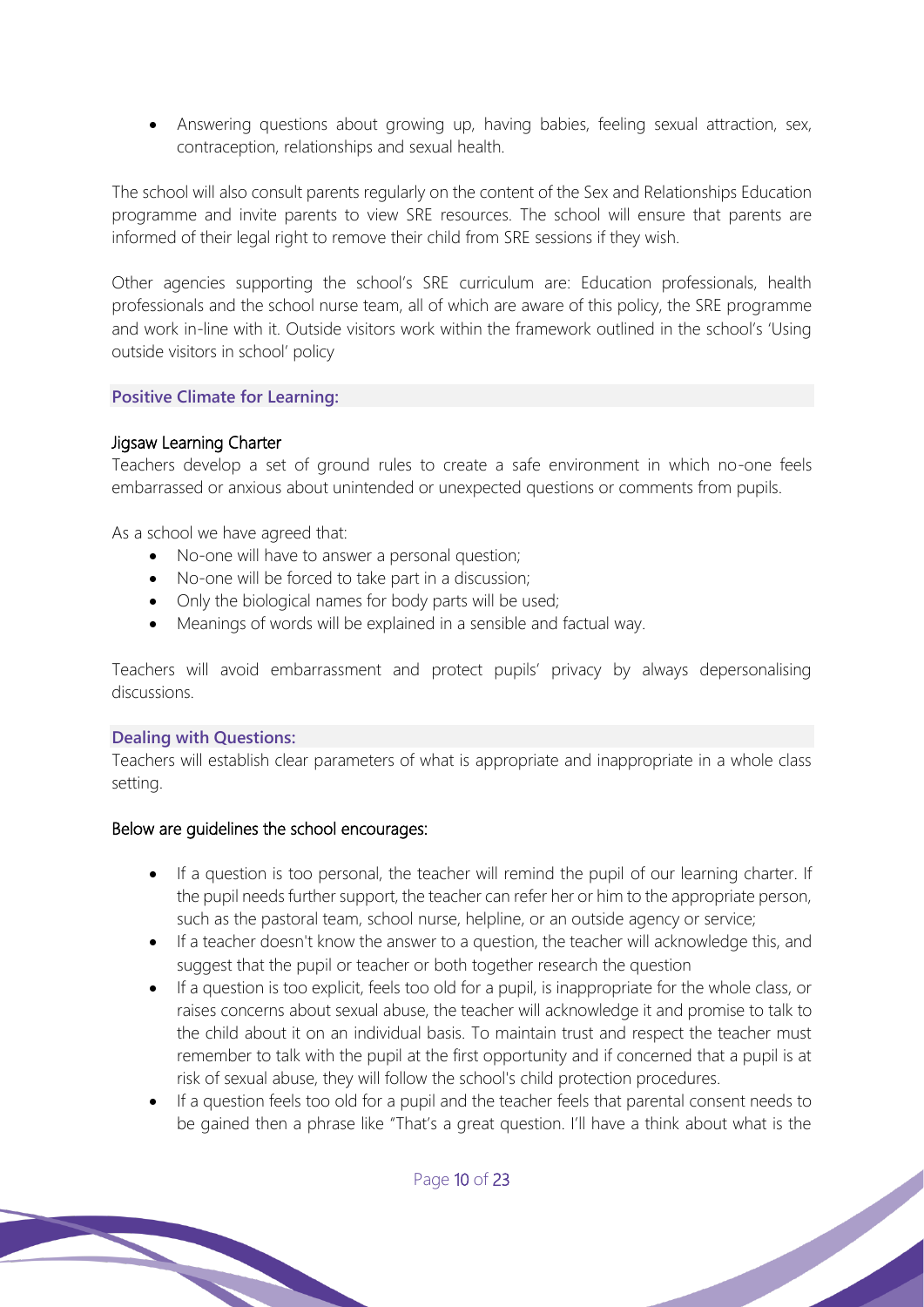- Answering questions about growing up, having babies, feeling sexual attraction, sex, contraception, relationships and sexual health.

The school will also consult parents regularly on the content of the Sex and Relationships Education programme and invite parents to view SRE resources. The school will ensure that parents are informed of their legal right to remove their child from SRE sessions if they wish.

Other agencies supporting the school's SRE curriculum are: Education professionals, health professionals and the school nurse team, all of which are aware of this policy, the SRE programme and work in-line with it. Outside visitors work within the framework outlined in the school's 'Using outside visitors in school' policy

## Positive Climate for Learning:

### Jigsaw Learning Charter

Teachers develop a set of ground rules to create a safe environment in which no-one feels embarrassed or anxious about unintended or unexpected questions or comments from pupils.

As a school we have agreed that:

- No-one will have to answer a personal question;
- No-one will be forced to take part in a discussion;
- Only the biological names for body parts will be used;
- Meanings of words will be explained in a sensible and factual way.

Teachers will avoid embarrassment and protect pupils' privacy by always depersonalising discussions.

## Dealing with Questions:

Teachers will establish clear parameters of what is appropriate and inappropriate in a whole class setting.

### Below are guidelines the school encourages:

- If a question is too personal, the teacher will remind the pupil of our learning charter. If the pupil needs further support, the teacher can refer her or him to the appropriate person, such as the pastoral team, school nurse, helpline, or an outside agency or service;
- If a teacher doesn't know the answer to a question, the teacher will acknowledge this, and suggest that the pupil or teacher or both together research the question
- If a question is too explicit, feels too old for a pupil, is inappropriate for the whole class, or raises concerns about sexual abuse, the teacher will acknowledge it and promise to talk to the child about it on an individual basis. To maintain trust and respect the teacher must remember to talk with the pupil at the first opportunity and if concerned that a pupil is at risk of sexual abuse, they will follow the school's child protection procedures.
- If a question feels too old for a pupil and the teacher feels that parental consent needs to be gained then a phrase like "That's a great question. I'll have a think about what is the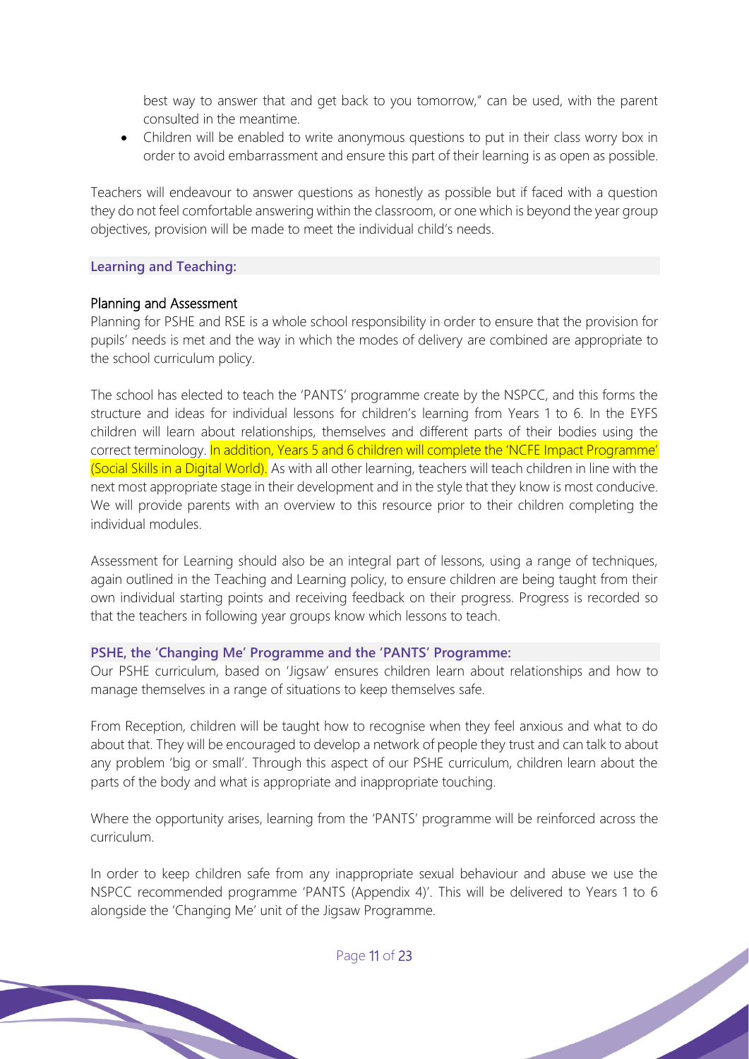best way to answer that and get back to you tomorrow," can be used, with the parent consulted in the meantime.

- Children will be enabled to write anonymous questions to put in their class worry box in order to avoid embarrassment and ensure this part of their learning is as open as possible.

Teachers will endeavour to answer questions as honestly as possible but if faced with a question they do not feel comfortable answering within the classroom, or one which is beyond the year group objectives, provision will be made to meet the individual child's needs.

## Learning and Teaching:

### Planning and Assessment

Planning for PSHE and RSE is a whole school responsibility in order to ensure that the provision for pupils' needs is met and the way in which the modes of delivery are combined are appropriate to the school curriculum policy.

The school has elected to teach the 'PANTS' programme create by the NSPCC, and this forms the structure and ideas for individual lessons for children's learning from Years 1 to 6. In the EYFS children will learn about relationships, themselves and different parts of their bodies using the correct terminology. In addition, Years 5 and 6 children will complete the 'NCFE Impact Programme' (Social Skills in a Digital World). As with all other learning, teachers will teach children in line with the next most appropriate stage in their development and in the style that they know is most conducive. We will provide parents with an overview to this resource prior to their children completing the individual modules.

Assessment for Learning should also be an integral part of lessons, using a range of techniques, again outlined in the Teaching and Learning policy, to ensure children are being taught from their own individual starting points and receiving feedback on their progress. Progress is recorded so that the teachers in following year groups know which lessons to teach.

## PSHE, the 'Changing Me' Programme and the 'PANTS' Programme:

Our PSHE curriculum, based on 'Jigsaw' ensures children learn about relationships and how to manage themselves in a range of situations to keep themselves safe.

From Reception, children will be taught how to recognise when they feel anxious and what to do about that. They will be encouraged to develop a network of people they trust and can talk to about any problem 'big or small'. Through this aspect of our PSHE curriculum, children learn about the parts of the body and what is appropriate and inappropriate touching.

Where the opportunity arises, learning from the 'PANTS' programme will be reinforced across the curriculum.

In order to keep children safe from any inappropriate sexual behaviour and abuse we use the NSPCC recommended programme 'PANTS (Appendix 4)'. This will be delivered to Years 1 to 6 alongside the 'Changing Me' unit of the Jigsaw Programme.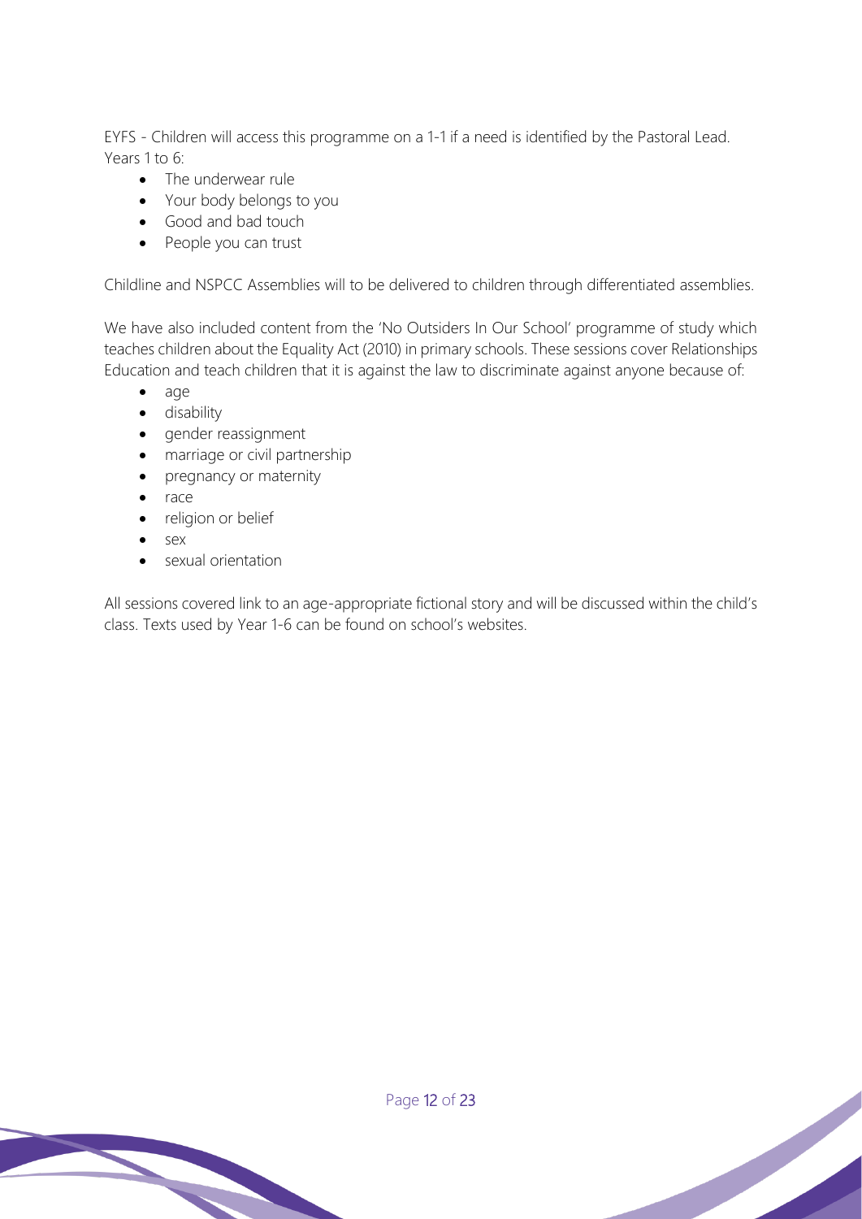EYFS - Children will access this programme on a 1-1 if a need is identified by the Pastoral Lead.
Years 1 to 6:

- The underwear rule
- Your body belongs to you
- Good and bad touch
- People you can trust

Childline and NSPCC Assemblies will to be delivered to children through differentiated assemblies.

We have also included content from the 'No Outsiders In Our School' programme of study which teaches children about the Equality Act (2010) in primary schools. These sessions cover Relationships Education and teach children that it is against the law to discriminate against anyone because of:

- age
- disability
- gender reassignment
- marriage or civil partnership
- pregnancy or maternity
- race
- religion or belief
- sex
- sexual orientation

All sessions covered link to an age-appropriate fictional story and will be discussed within the child's class. Texts used by Year 1-6 can be found on school's websites.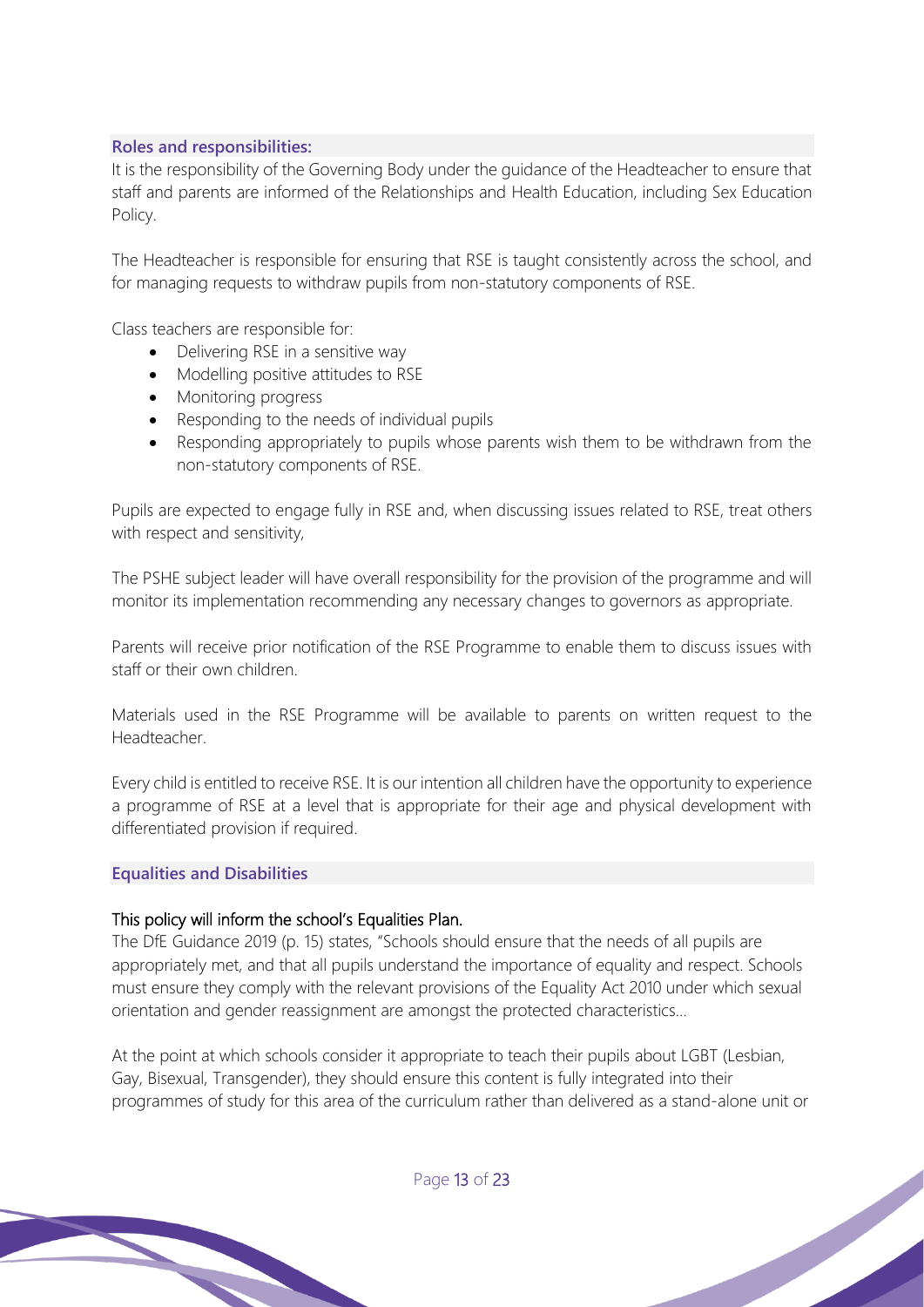### Roles and responsibilities:

It is the responsibility of the Governing Body under the guidance of the Headteacher to ensure that staff and parents are informed of the Relationships and Health Education, including Sex Education Policy.

The Headteacher is responsible for ensuring that RSE is taught consistently across the school, and for managing requests to withdraw pupils from non-statutory components of RSE.

Class teachers are responsible for:

- Delivering RSE in a sensitive way
- Modelling positive attitudes to RSE
- Monitoring progress
- Responding to the needs of individual pupils
- Responding appropriately to pupils whose parents wish them to be withdrawn from the non-statutory components of RSE.

Pupils are expected to engage fully in RSE and, when discussing issues related to RSE, treat others with respect and sensitivity,

The PSHE subject leader will have overall responsibility for the provision of the programme and will monitor its implementation recommending any necessary changes to governors as appropriate.

Parents will receive prior notification of the RSE Programme to enable them to discuss issues with staff or their own children.

Materials used in the RSE Programme will be available to parents on written request to the Headteacher.

Every child is entitled to receive RSE. It is our intention all children have the opportunity to experience a programme of RSE at a level that is appropriate for their age and physical development with differentiated provision if required.

### Equalities and Disabilities

This policy will inform the school's Equalities Plan.

The DfE Guidance 2019 (p. 15) states, "Schools should ensure that the needs of all pupils are appropriately met, and that all pupils understand the importance of equality and respect. Schools must ensure they comply with the relevant provisions of the Equality Act 2010 under which sexual orientation and gender reassignment are amongst the protected characteristics…

At the point at which schools consider it appropriate to teach their pupils about LGBT (Lesbian, Gay, Bisexual, Transgender), they should ensure this content is fully integrated into their programmes of study for this area of the curriculum rather than delivered as a stand-alone unit or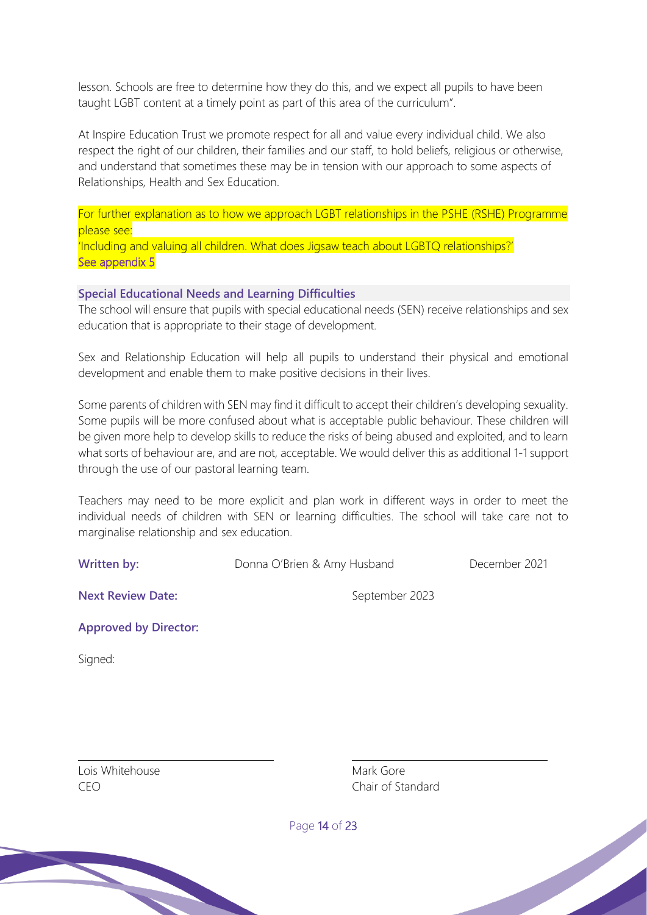lesson. Schools are free to determine how they do this, and we expect all pupils to have been taught LGBT content at a timely point as part of this area of the curriculum".

At Inspire Education Trust we promote respect for all and value every individual child. We also respect the right of our children, their families and our staff, to hold beliefs, religious or otherwise, and understand that sometimes these may be in tension with our approach to some aspects of Relationships, Health and Sex Education.

For further explanation as to how we approach LGBT relationships in the PSHE (RSHE) Programme please see:
'Including and valuing all children. What does Jigsaw teach about LGBTQ relationships?'
See appendix 5

### Special Educational Needs and Learning Difficulties

The school will ensure that pupils with special educational needs (SEN) receive relationships and sex education that is appropriate to their stage of development.

Sex and Relationship Education will help all pupils to understand their physical and emotional development and enable them to make positive decisions in their lives.

Some parents of children with SEN may find it difficult to accept their children's developing sexuality. Some pupils will be more confused about what is acceptable public behaviour. These children will be given more help to develop skills to reduce the risks of being abused and exploited, and to learn what sorts of behaviour are, and are not, acceptable. We would deliver this as additional 1-1 support through the use of our pastoral learning team.

Teachers may need to be more explicit and plan work in different ways in order to meet the individual needs of children with SEN or learning difficulties. The school will take care not to marginalise relationship and sex education.

**Written by:** Donna O'Brien & Amy Husband December 2021

**Next Review Date:** September 2023

**Approved by Director:**

Signed:

Lois Whitehouse
CEO

Mark Gore
Chair of Standard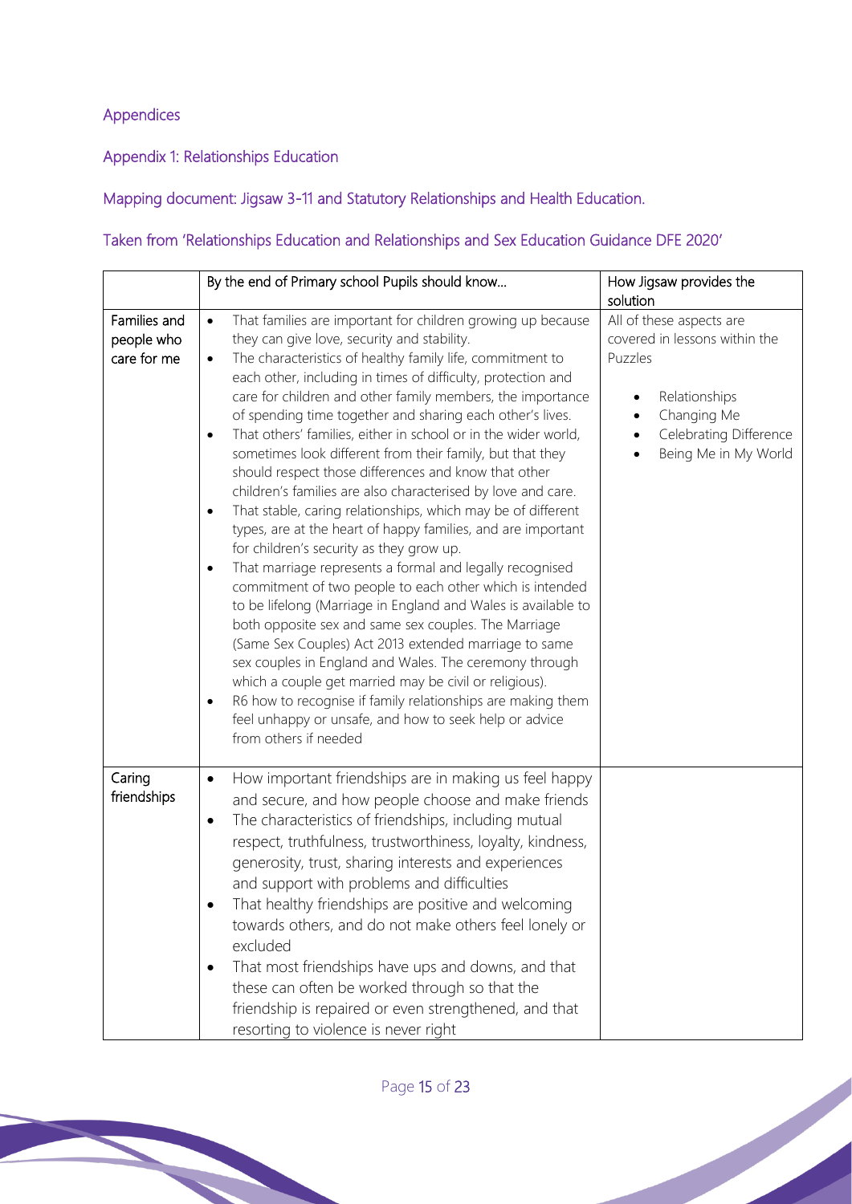## Appendices

### Appendix 1: Relationships Education

### Mapping document: Jigsaw 3-11 and Statutory Relationships and Health Education.

### Taken from 'Relationships Education and Relationships and Sex Education Guidance DFE 2020'

| | By the end of Primary school Pupils should know… | How Jigsaw provides the solution |
|---|---|---|
| Families and people who care for me | • That families are important for children growing up because they can give love, security and stability.<br>• The characteristics of healthy family life, commitment to each other, including in times of difficulty, protection and care for children and other family members, the importance of spending time together and sharing each other's lives.<br>• That others' families, either in school or in the wider world, sometimes look different from their family, but that they should respect those differences and know that other children's families are also characterised by love and care.<br>• That stable, caring relationships, which may be of different types, are at the heart of happy families, and are important for children's security as they grow up.<br>• That marriage represents a formal and legally recognised commitment of two people to each other which is intended to be lifelong (Marriage in England and Wales is available to both opposite sex and same sex couples. The Marriage (Same Sex Couples) Act 2013 extended marriage to same sex couples in England and Wales. The ceremony through which a couple get married may be civil or religious).<br>• R6 how to recognise if family relationships are making them feel unhappy or unsafe, and how to seek help or advice from others if needed | All of these aspects are covered in lessons within the Puzzles<br>• Relationships<br>• Changing Me<br>• Celebrating Difference<br>• Being Me in My World |
| Caring friendships | • How important friendships are in making us feel happy and secure, and how people choose and make friends<br>• The characteristics of friendships, including mutual respect, truthfulness, trustworthiness, loyalty, kindness, generosity, trust, sharing interests and experiences and support with problems and difficulties<br>• That healthy friendships are positive and welcoming towards others, and do not make others feel lonely or excluded<br>• That most friendships have ups and downs, and that these can often be worked through so that the friendship is repaired or even strengthened, and that resorting to violence is never right | |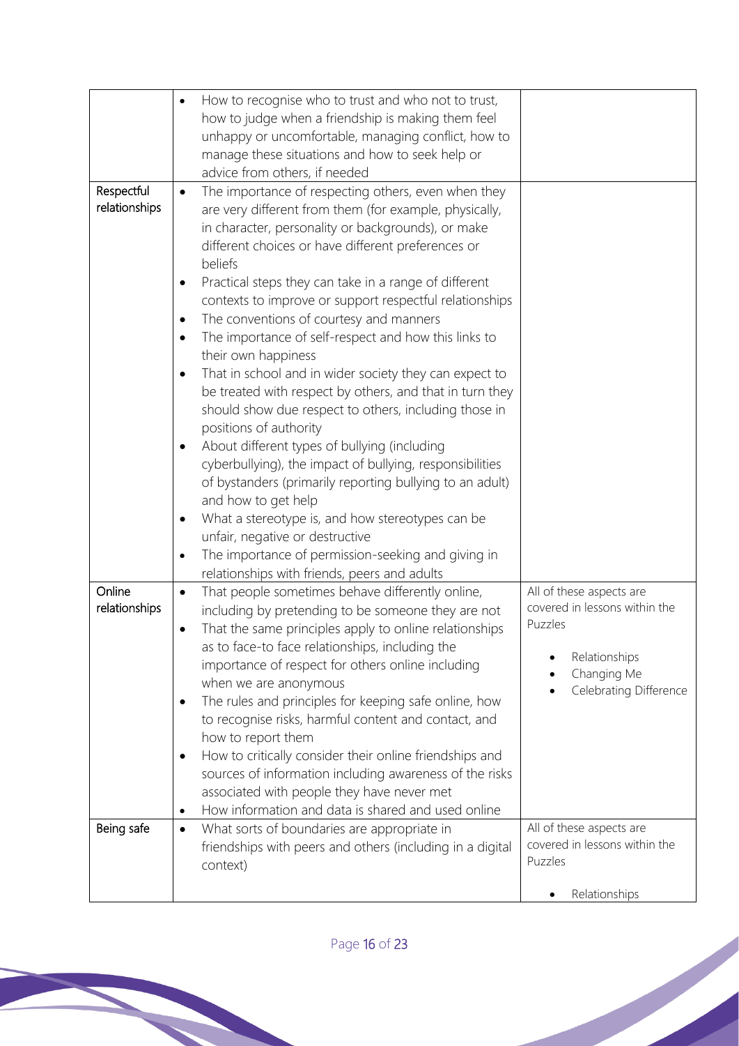| | | |
|---|---|---|
| | • How to recognise who to trust and who not to trust, how to judge when a friendship is making them feel unhappy or uncomfortable, managing conflict, how to manage these situations and how to seek help or advice from others, if needed | |
| Respectful relationships | • The importance of respecting others, even when they are very different from them (for example, physically, in character, personality or backgrounds), or make different choices or have different preferences or beliefs<br>• Practical steps they can take in a range of different contexts to improve or support respectful relationships<br>• The conventions of courtesy and manners<br>• The importance of self-respect and how this links to their own happiness<br>• That in school and in wider society they can expect to be treated with respect by others, and that in turn they should show due respect to others, including those in positions of authority<br>• About different types of bullying (including cyberbullying), the impact of bullying, responsibilities of bystanders (primarily reporting bullying to an adult) and how to get help<br>• What a stereotype is, and how stereotypes can be unfair, negative or destructive<br>• The importance of permission-seeking and giving in relationships with friends, peers and adults | |
| Online relationships | • That people sometimes behave differently online, including by pretending to be someone they are not<br>• That the same principles apply to online relationships as to face-to face relationships, including the importance of respect for others online including when we are anonymous<br>• The rules and principles for keeping safe online, how to recognise risks, harmful content and contact, and how to report them<br>• How to critically consider their online friendships and sources of information including awareness of the risks associated with people they have never met<br>• How information and data is shared and used online | All of these aspects are covered in lessons within the Puzzles<br>• Relationships<br>• Changing Me<br>• Celebrating Difference |
| Being safe | • What sorts of boundaries are appropriate in friendships with peers and others (including in a digital context) | All of these aspects are covered in lessons within the Puzzles<br>• Relationships |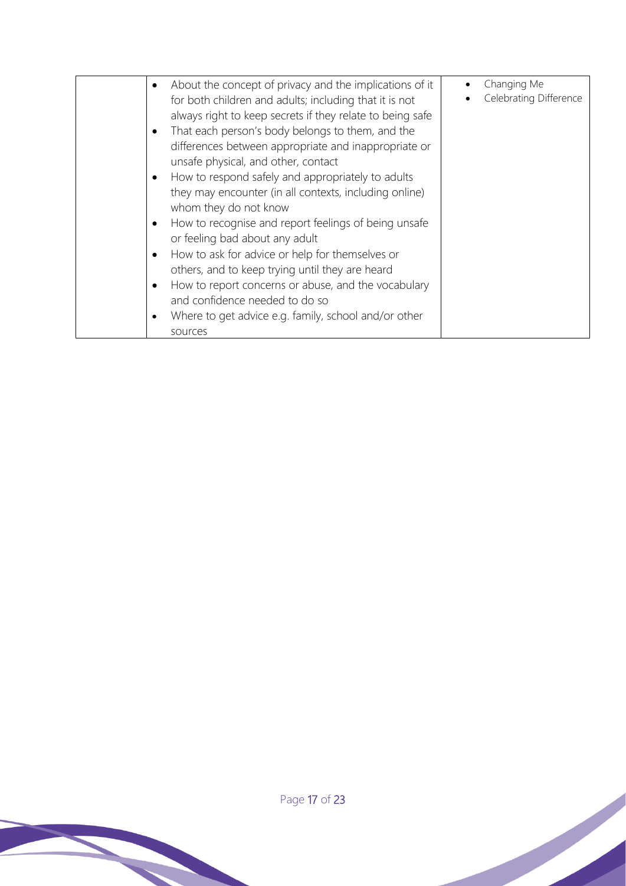| | | |
|---|---|---|
| | <ul><li>About the concept of privacy and the implications of it for both children and adults; including that it is not always right to keep secrets if they relate to being safe</li><li>That each person's body belongs to them, and the differences between appropriate and inappropriate or unsafe physical, and other, contact</li><li>How to respond safely and appropriately to adults they may encounter (in all contexts, including online) whom they do not know</li><li>How to recognise and report feelings of being unsafe or feeling bad about any adult</li><li>How to ask for advice or help for themselves or others, and to keep trying until they are heard</li><li>How to report concerns or abuse, and the vocabulary and confidence needed to do so</li><li>Where to get advice e.g. family, school and/or other sources</li></ul> | <ul><li>Changing Me</li><li>Celebrating Difference</li></ul> |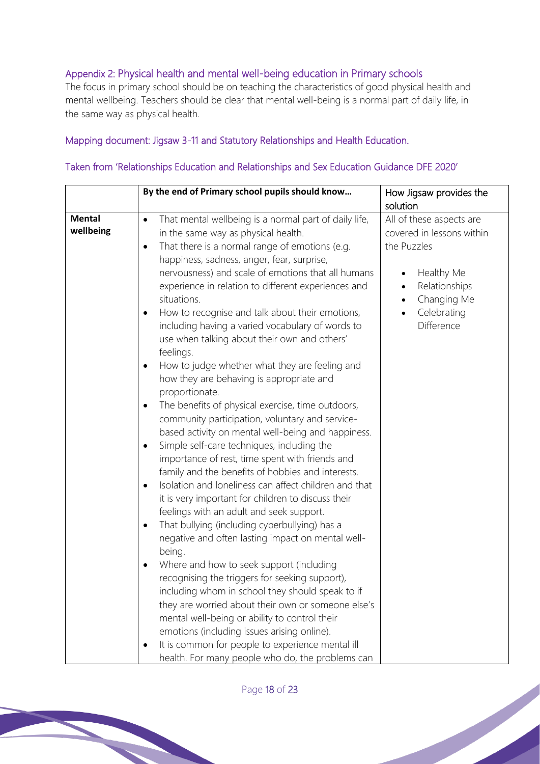## Appendix 2: Physical health and mental well-being education in Primary schools

The focus in primary school should be on teaching the characteristics of good physical health and mental wellbeing. Teachers should be clear that mental well-being is a normal part of daily life, in the same way as physical health.

### Mapping document: Jigsaw 3-11 and Statutory Relationships and Health Education.

### Taken from 'Relationships Education and Relationships and Sex Education Guidance DFE 2020'

| | **By the end of Primary school pupils should know…** | How Jigsaw provides the solution |
|---|---|---|
| **Mental wellbeing** | • That mental wellbeing is a normal part of daily life, in the same way as physical health.<br>• That there is a normal range of emotions (e.g. happiness, sadness, anger, fear, surprise, nervousness) and scale of emotions that all humans experience in relation to different experiences and situations.<br>• How to recognise and talk about their emotions, including having a varied vocabulary of words to use when talking about their own and others' feelings.<br>• How to judge whether what they are feeling and how they are behaving is appropriate and proportionate.<br>• The benefits of physical exercise, time outdoors, community participation, voluntary and service-based activity on mental well-being and happiness.<br>• Simple self-care techniques, including the importance of rest, time spent with friends and family and the benefits of hobbies and interests.<br>• Isolation and loneliness can affect children and that it is very important for children to discuss their feelings with an adult and seek support.<br>• That bullying (including cyberbullying) has a negative and often lasting impact on mental well-being.<br>• Where and how to seek support (including recognising the triggers for seeking support), including whom in school they should speak to if they are worried about their own or someone else's mental well-being or ability to control their emotions (including issues arising online).<br>• It is common for people to experience mental ill health. For many people who do, the problems can | All of these aspects are covered in lessons within the Puzzles<br><br>• Healthy Me<br>• Relationships<br>• Changing Me<br>• Celebrating Difference |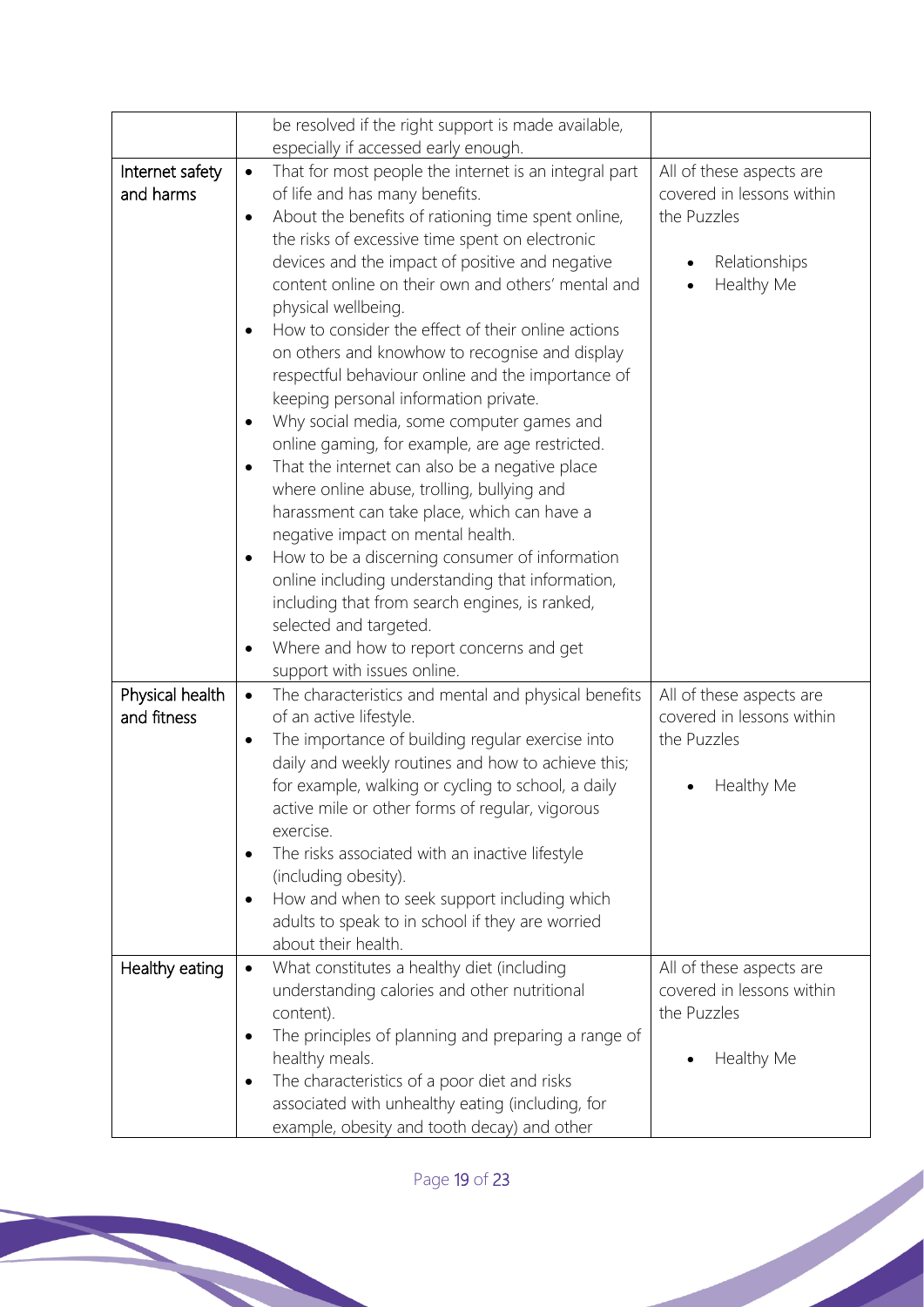| | | |
|---|---|---|
| | be resolved if the right support is made available, especially if accessed early enough. | |
| Internet safety and harms | • That for most people the internet is an integral part of life and has many benefits.<br>• About the benefits of rationing time spent online, the risks of excessive time spent on electronic devices and the impact of positive and negative content online on their own and others' mental and physical wellbeing.<br>• How to consider the effect of their online actions on others and knowhow to recognise and display respectful behaviour online and the importance of keeping personal information private.<br>• Why social media, some computer games and online gaming, for example, are age restricted.<br>• That the internet can also be a negative place where online abuse, trolling, bullying and harassment can take place, which can have a negative impact on mental health.<br>• How to be a discerning consumer of information online including understanding that information, including that from search engines, is ranked, selected and targeted.<br>• Where and how to report concerns and get support with issues online. | All of these aspects are covered in lessons within the Puzzles<br><br>• Relationships<br>• Healthy Me |
| Physical health and fitness | • The characteristics and mental and physical benefits of an active lifestyle.<br>• The importance of building regular exercise into daily and weekly routines and how to achieve this; for example, walking or cycling to school, a daily active mile or other forms of regular, vigorous exercise.<br>• The risks associated with an inactive lifestyle (including obesity).<br>• How and when to seek support including which adults to speak to in school if they are worried about their health. | All of these aspects are covered in lessons within the Puzzles<br><br>• Healthy Me |
| Healthy eating | • What constitutes a healthy diet (including understanding calories and other nutritional content).<br>• The principles of planning and preparing a range of healthy meals.<br>• The characteristics of a poor diet and risks associated with unhealthy eating (including, for example, obesity and tooth decay) and other | All of these aspects are covered in lessons within the Puzzles<br><br>• Healthy Me |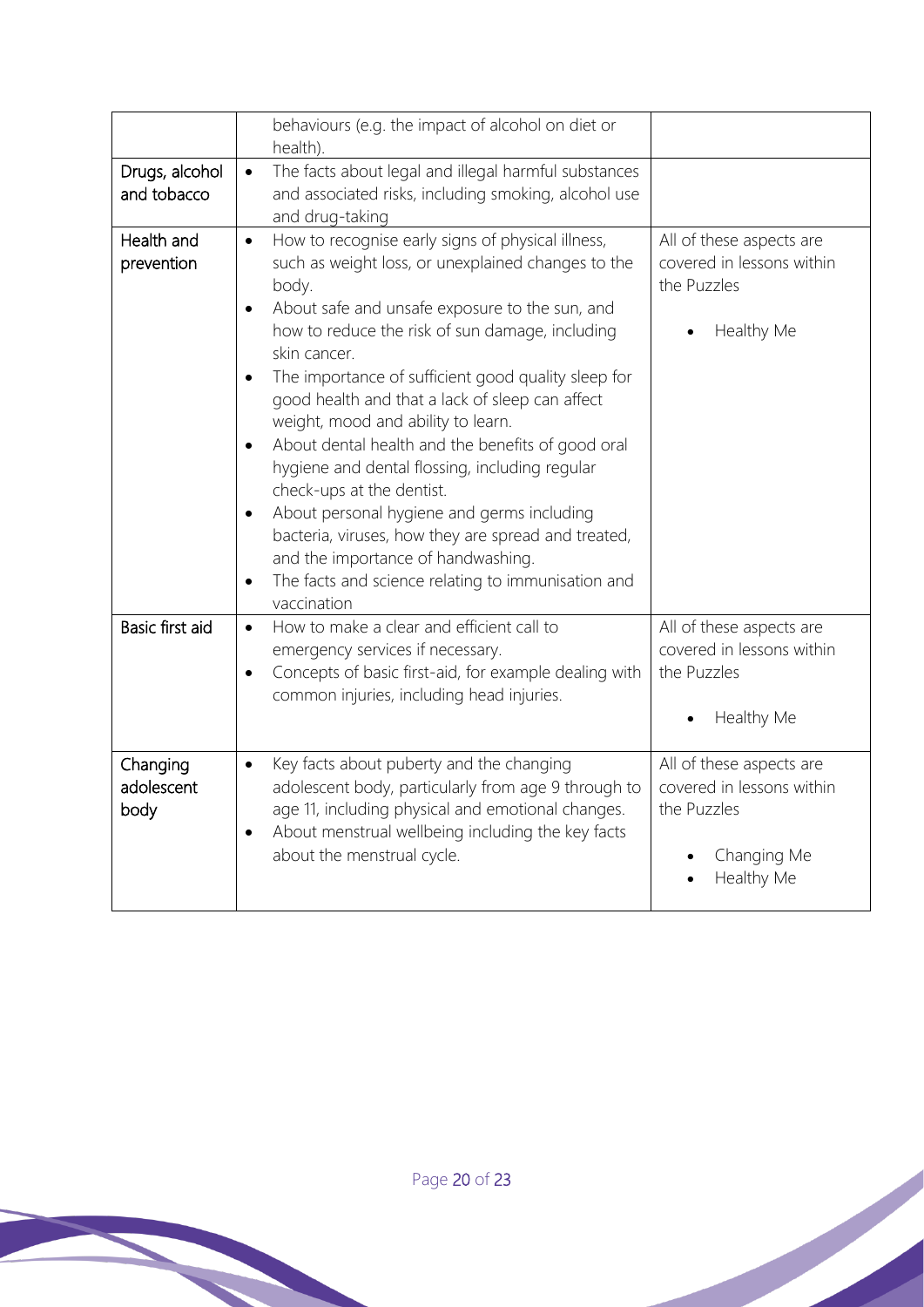| | | |
|---|---|---|
| | behaviours (e.g. the impact of alcohol on diet or health). | |
| Drugs, alcohol and tobacco | • The facts about legal and illegal harmful substances and associated risks, including smoking, alcohol use and drug-taking | |
| Health and prevention | • How to recognise early signs of physical illness, such as weight loss, or unexplained changes to the body.<br>• About safe and unsafe exposure to the sun, and how to reduce the risk of sun damage, including skin cancer.<br>• The importance of sufficient good quality sleep for good health and that a lack of sleep can affect weight, mood and ability to learn.<br>• About dental health and the benefits of good oral hygiene and dental flossing, including regular check-ups at the dentist.<br>• About personal hygiene and germs including bacteria, viruses, how they are spread and treated, and the importance of handwashing.<br>• The facts and science relating to immunisation and vaccination | All of these aspects are covered in lessons within the Puzzles<br>• Healthy Me |
| Basic first aid | • How to make a clear and efficient call to emergency services if necessary.<br>• Concepts of basic first-aid, for example dealing with common injuries, including head injuries. | All of these aspects are covered in lessons within the Puzzles<br>• Healthy Me |
| Changing adolescent body | • Key facts about puberty and the changing adolescent body, particularly from age 9 through to age 11, including physical and emotional changes.<br>• About menstrual wellbeing including the key facts about the menstrual cycle. | All of these aspects are covered in lessons within the Puzzles<br>• Changing Me<br>• Healthy Me |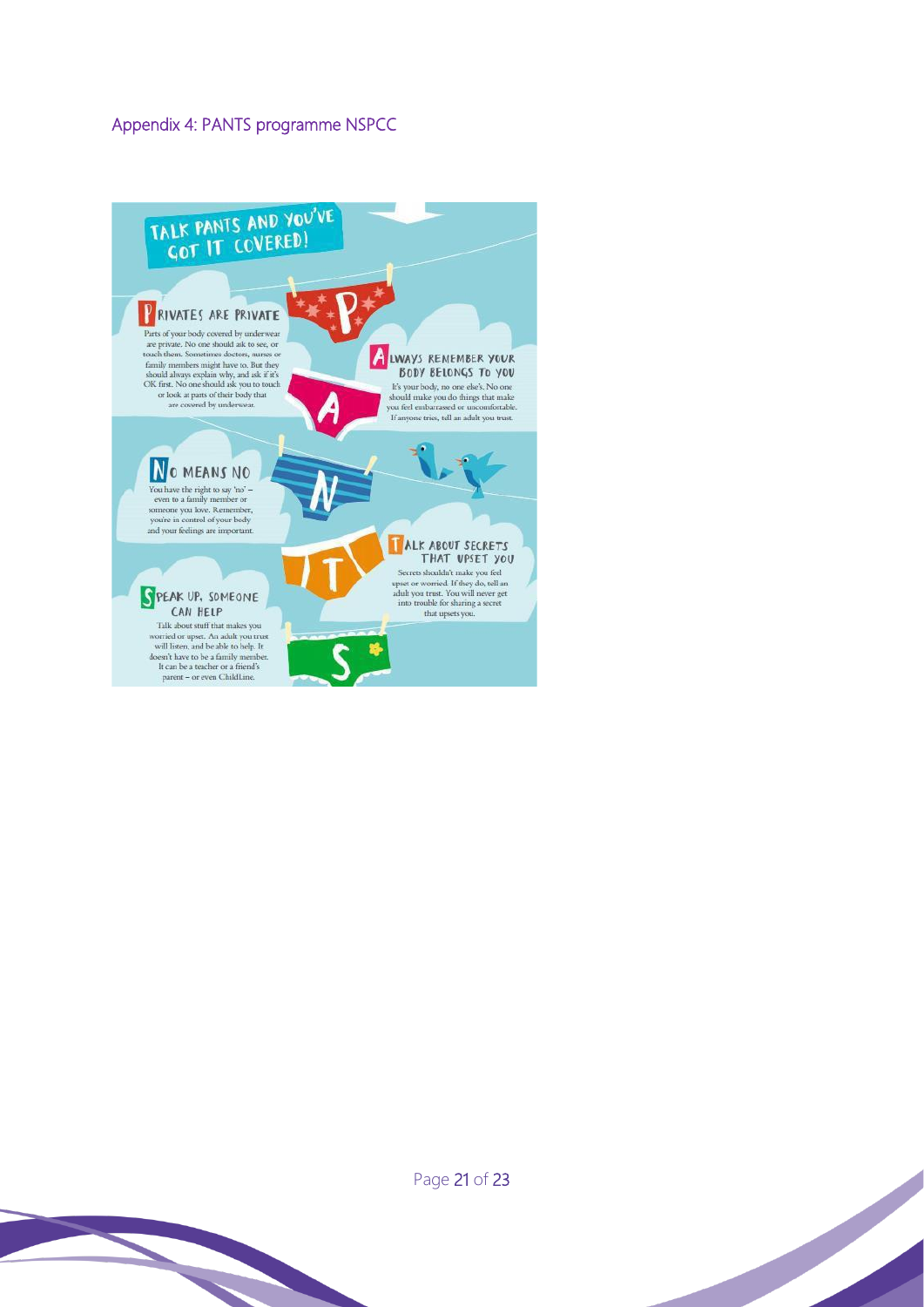## Appendix 4: PANTS programme NSPCC

# TALK PANTS AND YOU'VE GOT IT COVERED!

### PRIVATES ARE PRIVATE

Parts of your body covered by underwear are private. No one should ask to see, or touch them. Sometimes doctors, nurses or family members might have to. But they should always explain why, and ask if it's OK first. No one should ask you to touch or look at parts of their body that are covered by underwear.

### ALWAYS REMEMBER YOUR BODY BELONGS TO YOU

It's your body, no one else's. No one should make you do things that make you feel embarrassed or uncomfortable. If anyone tries, tell an adult you trust.

### NO MEANS NO

You have the right to say 'no' – even to a family member or someone you love. Remember, you're in control of your body and your feelings are important.

### TALK ABOUT SECRETS THAT UPSET YOU

Secrets shouldn't make you feel upset or worried. If they do, tell an adult you trust. You will never get into trouble for sharing a secret that upsets you.

### SPEAK UP, SOMEONE CAN HELP

Talk about stuff that makes you worried or upset. An adult you trust will listen, and be able to help. It doesn't have to be a family member. It can be a teacher or a friend's parent – or even ChildLine.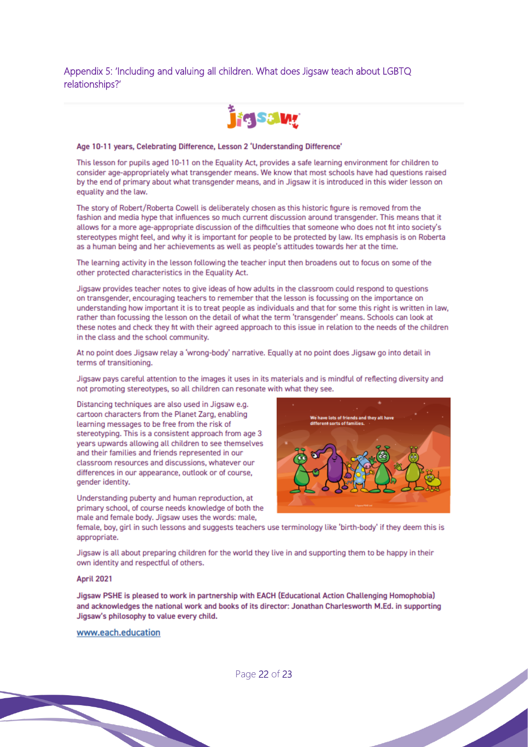## Appendix 5: 'Including and valuing all children. What does Jigsaw teach about LGBTQ relationships?'

**Age 10-11 years, Celebrating Difference, Lesson 2 'Understanding Difference'**

This lesson for pupils aged 10-11 on the Equality Act, provides a safe learning environment for children to consider age-appropriately what transgender means. We know that most schools have had questions raised by the end of primary about what transgender means, and in Jigsaw it is introduced in this wider lesson on equality and the law.

The story of Robert/Roberta Cowell is deliberately chosen as this historic figure is removed from the fashion and media hype that influences so much current discussion around transgender. This means that it allows for a more age-appropriate discussion of the difficulties that someone who does not fit into society's stereotypes might feel, and why it is important for people to be protected by law. Its emphasis is on Roberta as a human being and her achievements as well as people's attitudes towards her at the time.

The learning activity in the lesson following the teacher input then broadens out to focus on some of the other protected characteristics in the Equality Act.

Jigsaw provides teacher notes to give ideas of how adults in the classroom could respond to questions on transgender, encouraging teachers to remember that the lesson is focussing on the importance on understanding how important it is to treat people as individuals and that for some this right is written in law, rather than focussing the lesson on the detail of what the term 'transgender' means. Schools can look at these notes and check they fit with their agreed approach to this issue in relation to the needs of the children in the class and the school community.

At no point does Jigsaw relay a 'wrong-body' narrative. Equally at no point does Jigsaw go into detail in terms of transitioning.

Jigsaw pays careful attention to the images it uses in its materials and is mindful of reflecting diversity and not promoting stereotypes, so all children can resonate with what they see.

Distancing techniques are also used in Jigsaw e.g. cartoon characters from the Planet Zarg, enabling learning messages to be free from the risk of stereotyping. This is a consistent approach from age 3 years upwards allowing all children to see themselves and their families and friends represented in our classroom resources and discussions, whatever our differences in our appearance, outlook or of course, gender identity.

Understanding puberty and human reproduction, at primary school, of course needs knowledge of both the male and female body. Jigsaw uses the words: male, female, boy, girl in such lessons and suggests teachers use terminology like 'birth-body' if they deem this is appropriate.

Jigsaw is all about preparing children for the world they live in and supporting them to be happy in their own identity and respectful of others.

**April 2021**

**Jigsaw PSHE is pleased to work in partnership with EACH (Educational Action Challenging Homophobia) and acknowledges the national work and books of its director: Jonathan Charlesworth M.Ed. in supporting Jigsaw's philosophy to value every child.**

www.each.education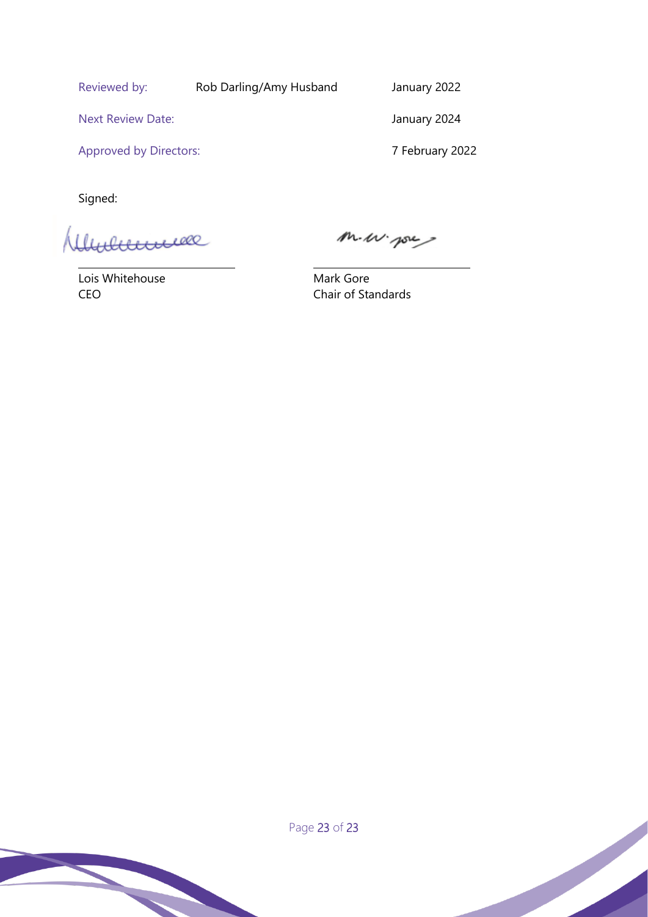| | | |
|---|---|---|
| Reviewed by: | Rob Darling/Amy Husband | January 2022 |
| Next Review Date: | | January 2024 |
| Approved by Directors: | | 7 February 2022 |

Signed:

| | |
|---|---|
| Lois Whitehouse<br>CEO | Mark Gore<br>Chair of Standards |